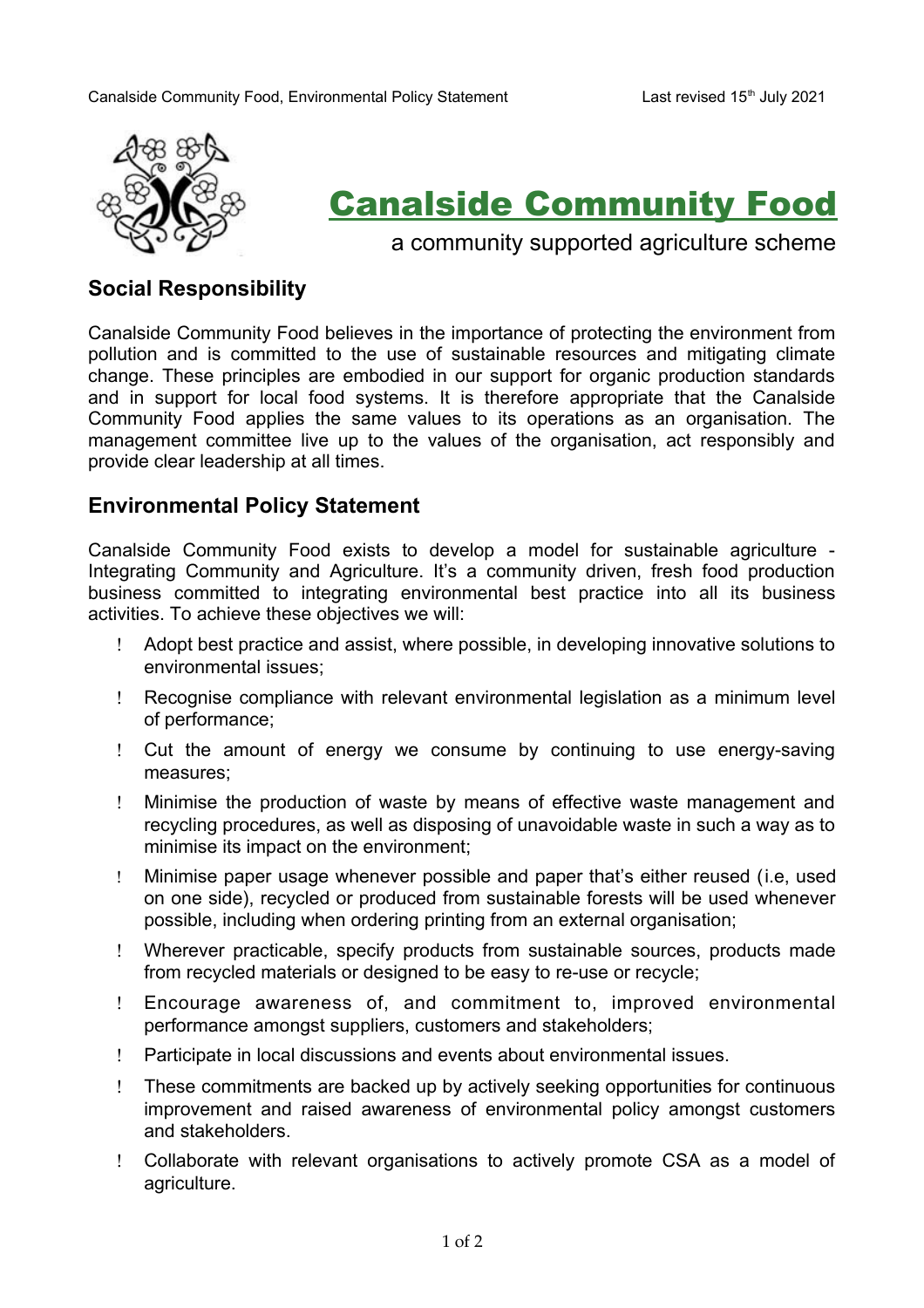# Canalside Community Food

a community supported agriculture scheme

## Social Responsibility

Canalside Community Food believes in the importance of protecting the environment from pollution and is committed to the use of sustainable resources and mitigating climate change. These principles are embodied in our support for organic production standards and in support for local food systems. It is therefore appropriate that the Canalside Community Food applies the same values to its operations as an organisation. The management committee live up to the values of the organisation, act responsibly and provide clear leadership at all times.

## Environmental Policy Statement

Canalside Community Food exists to develop a model for sustainable agriculture - Integrating Community and Agriculture. It's a community driven, fresh food production business committed to integrating environmental best practice into all its business activities. To achieve these objectives we will:

- Adopt best practice and assist, where possible, in developing innovative solutions to environmental issues;
- Recognise compliance with relevant environmental legislation as a minimum level of performance;
- Cut the amount of energy we consume by continuing to use energy-saving measures;
- Minimise the production of waste by means of effective waste management and recycling procedures, as well as disposing of unavoidable waste in such a way as to minimise its impact on the environment;
- Minimise paper usage whenever possible and paper that's either reused (i.e, used on one side), recycled or produced from sustainable forests will be used whenever possible, including when ordering printing from an external organisation;
- Wherever practicable, specify products from sustainable sources, products made from recycled materials or designed to be easy to re-use or recycle;
- Encourage awareness of, and commitment to, improved environmental performance amongst suppliers, customers and stakeholders;
- Participate in local discussions and events about environmental issues.
- These commitments are backed up by actively seeking opportunities for continuous improvement and raised awareness of environmental policy amongst customers and stakeholders.
- Collaborate with relevant organisations to actively promote CSA as a model of agriculture.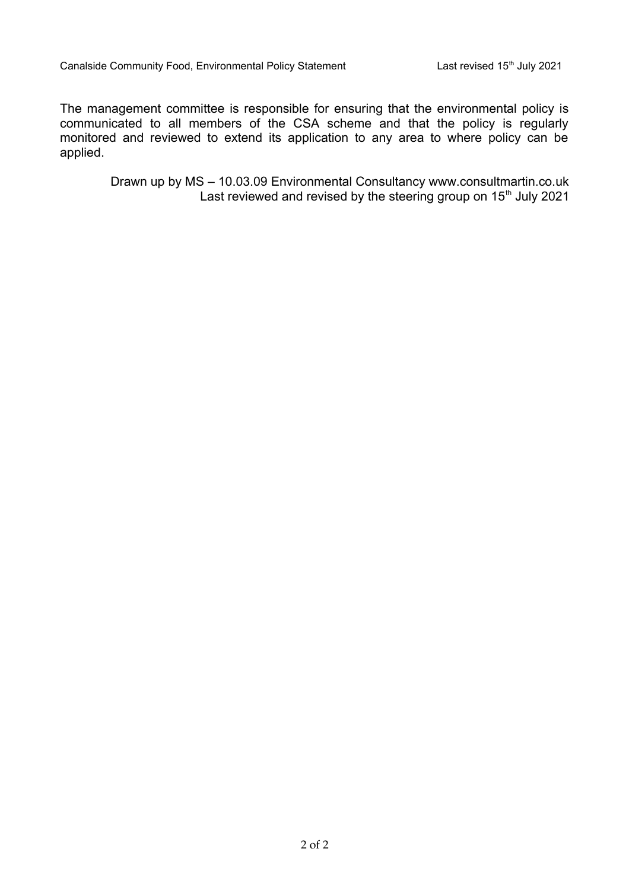The management committee is responsible for ensuring that the environmental policy is communicated to all members of the CSA scheme and that the policy is regularly monitored and reviewed to extend its application to any area to where policy can be applied.

Drawn up by MS – 10.03.09 Environmental Consultancy www.consultmartin.co.uk
Last reviewed and revised by the steering group on 15th July 2021